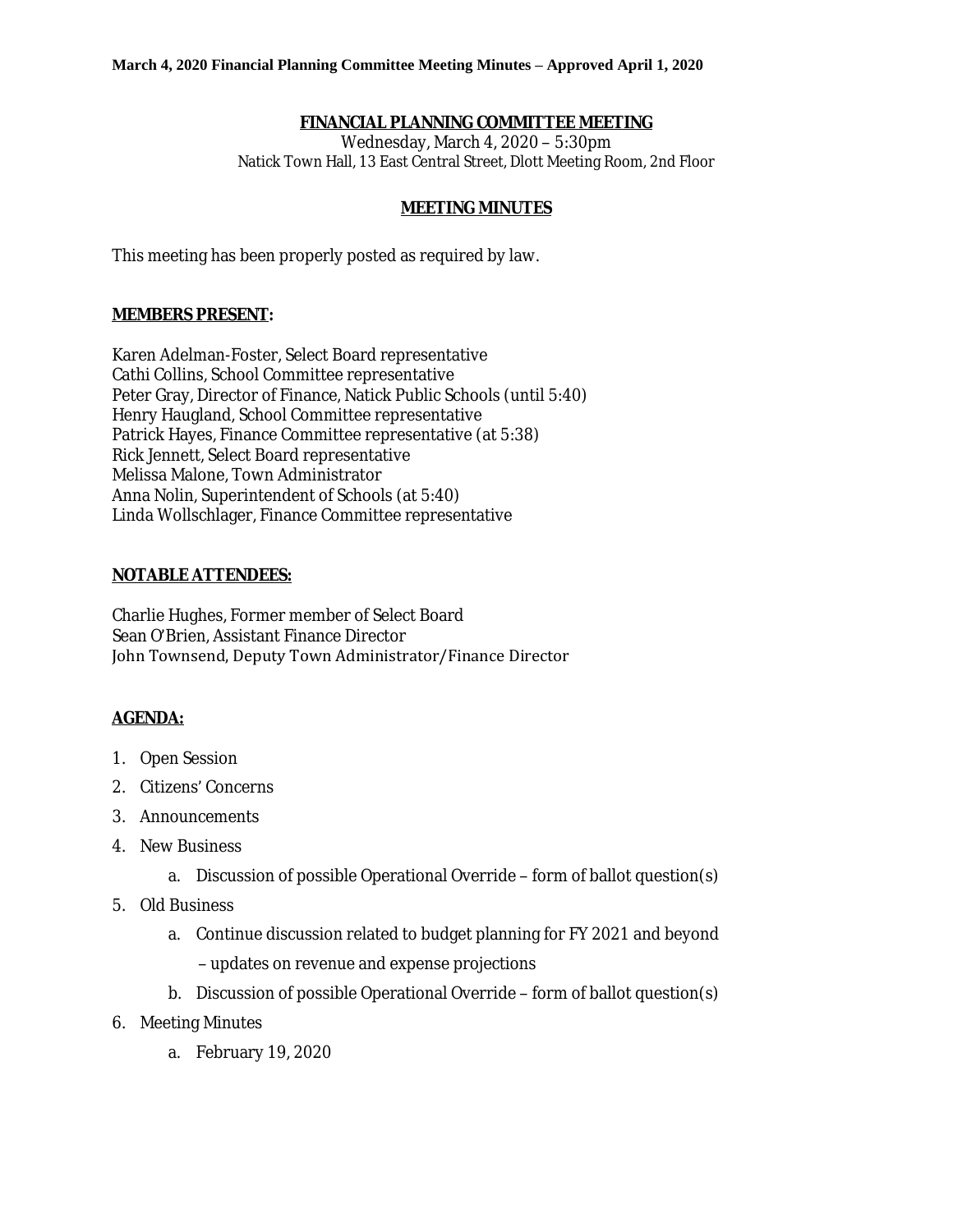**March 4, 2020 Financial Planning Committee Meeting Minutes – Approved April 1, 2020**

# FINANCIAL PLANNING COMMITTEE MEETING

Wednesday, March 4, 2020 – 5:30pm
Natick Town Hall, 13 East Central Street, Dlott Meeting Room, 2nd Floor

## MEETING MINUTES

This meeting has been properly posted as required by law.

**MEMBERS PRESENT:**

Karen Adelman-Foster, Select Board representative
Cathi Collins, School Committee representative
Peter Gray, Director of Finance, Natick Public Schools (until 5:40)
Henry Haugland, School Committee representative
Patrick Hayes, Finance Committee representative (at 5:38)
Rick Jennett, Select Board representative
Melissa Malone, Town Administrator
Anna Nolin, Superintendent of Schools (at 5:40)
Linda Wollschlager, Finance Committee representative

**NOTABLE ATTENDEES:**

Charlie Hughes, Former member of Select Board
Sean O'Brien, Assistant Finance Director
John Townsend, Deputy Town Administrator/Finance Director

**AGENDA:**

1. Open Session
2. Citizens' Concerns
3. Announcements
4. New Business
    a. Discussion of possible Operational Override – form of ballot question(s)
5. Old Business
    a. Continue discussion related to budget planning for FY 2021 and beyond – updates on revenue and expense projections
    b. Discussion of possible Operational Override – form of ballot question(s)
6. Meeting Minutes
    a. February 19, 2020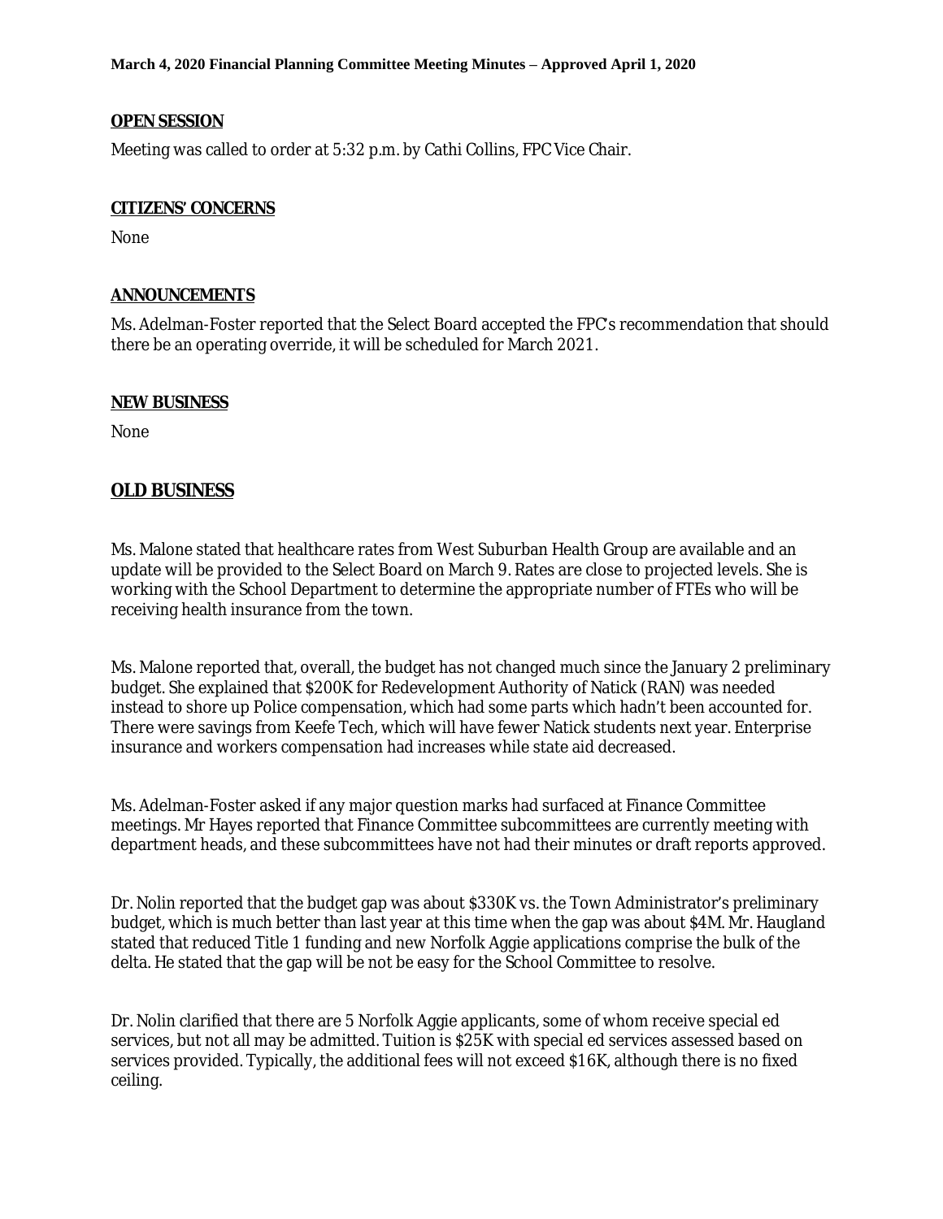**March 4, 2020 Financial Planning Committee Meeting Minutes – Approved April 1, 2020**

## OPEN SESSION

Meeting was called to order at 5:32 p.m. by Cathi Collins, FPC Vice Chair.

## CITIZENS' CONCERNS

None

## ANNOUNCEMENTS

Ms. Adelman-Foster reported that the Select Board accepted the FPC's recommendation that should there be an operating override, it will be scheduled for March 2021.

## NEW BUSINESS

None

## OLD BUSINESS

Ms. Malone stated that healthcare rates from West Suburban Health Group are available and an update will be provided to the Select Board on March 9. Rates are close to projected levels. She is working with the School Department to determine the appropriate number of FTEs who will be receiving health insurance from the town.

Ms. Malone reported that, overall, the budget has not changed much since the January 2 preliminary budget. She explained that $200K for Redevelopment Authority of Natick (RAN) was needed instead to shore up Police compensation, which had some parts which hadn't been accounted for. There were savings from Keefe Tech, which will have fewer Natick students next year. Enterprise insurance and workers compensation had increases while state aid decreased.

Ms. Adelman-Foster asked if any major question marks had surfaced at Finance Committee meetings. Mr Hayes reported that Finance Committee subcommittees are currently meeting with department heads, and these subcommittees have not had their minutes or draft reports approved.

Dr. Nolin reported that the budget gap was about $330K vs. the Town Administrator's preliminary budget, which is much better than last year at this time when the gap was about $4M. Mr. Haugland stated that reduced Title 1 funding and new Norfolk Aggie applications comprise the bulk of the delta. He stated that the gap will be not be easy for the School Committee to resolve.

Dr. Nolin clarified that there are 5 Norfolk Aggie applicants, some of whom receive special ed services, but not all may be admitted. Tuition is $25K with special ed services assessed based on services provided. Typically, the additional fees will not exceed $16K, although there is no fixed ceiling.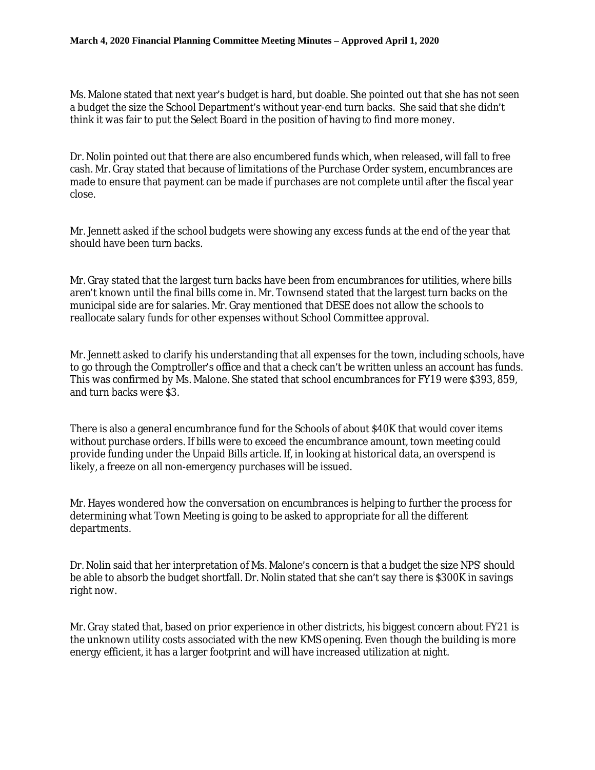Ms. Malone stated that next year's budget is hard, but doable. She pointed out that she has not seen a budget the size the School Department's without year-end turn backs. She said that she didn't think it was fair to put the Select Board in the position of having to find more money.

Dr. Nolin pointed out that there are also encumbered funds which, when released, will fall to free cash. Mr. Gray stated that because of limitations of the Purchase Order system, encumbrances are made to ensure that payment can be made if purchases are not complete until after the fiscal year close.

Mr. Jennett asked if the school budgets were showing any excess funds at the end of the year that should have been turn backs.

Mr. Gray stated that the largest turn backs have been from encumbrances for utilities, where bills aren't known until the final bills come in. Mr. Townsend stated that the largest turn backs on the municipal side are for salaries. Mr. Gray mentioned that DESE does not allow the schools to reallocate salary funds for other expenses without School Committee approval.

Mr. Jennett asked to clarify his understanding that all expenses for the town, including schools, have to go through the Comptroller's office and that a check can't be written unless an account has funds. This was confirmed by Ms. Malone. She stated that school encumbrances for FY19 were $393, 859, and turn backs were $3.

There is also a general encumbrance fund for the Schools of about $40K that would cover items without purchase orders. If bills were to exceed the encumbrance amount, town meeting could provide funding under the Unpaid Bills article. If, in looking at historical data, an overspend is likely, a freeze on all non-emergency purchases will be issued.

Mr. Hayes wondered how the conversation on encumbrances is helping to further the process for determining what Town Meeting is going to be asked to appropriate for all the different departments.

Dr. Nolin said that her interpretation of Ms. Malone's concern is that a budget the size NPS' should be able to absorb the budget shortfall. Dr. Nolin stated that she can't say there is $300K in savings right now.

Mr. Gray stated that, based on prior experience in other districts, his biggest concern about FY21 is the unknown utility costs associated with the new KMS opening. Even though the building is more energy efficient, it has a larger footprint and will have increased utilization at night.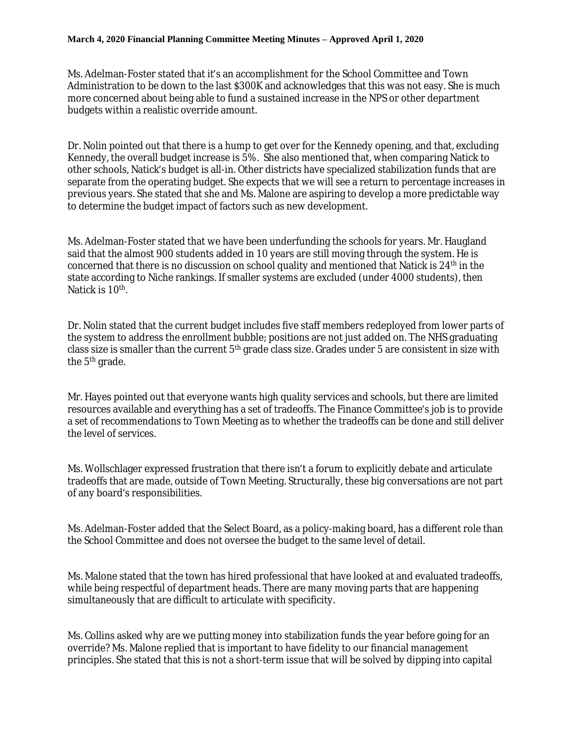Ms. Adelman-Foster stated that it's an accomplishment for the School Committee and Town Administration to be down to the last $300K and acknowledges that this was not easy. She is much more concerned about being able to fund a sustained increase in the NPS or other department budgets within a realistic override amount.

Dr. Nolin pointed out that there is a hump to get over for the Kennedy opening, and that, excluding Kennedy, the overall budget increase is 5%. She also mentioned that, when comparing Natick to other schools, Natick's budget is all-in. Other districts have specialized stabilization funds that are separate from the operating budget. She expects that we will see a return to percentage increases in previous years. She stated that she and Ms. Malone are aspiring to develop a more predictable way to determine the budget impact of factors such as new development.

Ms. Adelman-Foster stated that we have been underfunding the schools for years. Mr. Haugland said that the almost 900 students added in 10 years are still moving through the system. He is concerned that there is no discussion on school quality and mentioned that Natick is 24th in the state according to Niche rankings. If smaller systems are excluded (under 4000 students), then Natick is 10th.

Dr. Nolin stated that the current budget includes five staff members redeployed from lower parts of the system to address the enrollment bubble; positions are not just added on. The NHS graduating class size is smaller than the current 5th grade class size. Grades under 5 are consistent in size with the 5th grade.

Mr. Hayes pointed out that everyone wants high quality services and schools, but there are limited resources available and everything has a set of tradeoffs. The Finance Committee's job is to provide a set of recommendations to Town Meeting as to whether the tradeoffs can be done and still deliver the level of services.

Ms. Wollschlager expressed frustration that there isn't a forum to explicitly debate and articulate tradeoffs that are made, outside of Town Meeting. Structurally, these big conversations are not part of any board's responsibilities.

Ms. Adelman-Foster added that the Select Board, as a policy-making board, has a different role than the School Committee and does not oversee the budget to the same level of detail.

Ms. Malone stated that the town has hired professional that have looked at and evaluated tradeoffs, while being respectful of department heads. There are many moving parts that are happening simultaneously that are difficult to articulate with specificity.

Ms. Collins asked why are we putting money into stabilization funds the year before going for an override? Ms. Malone replied that is important to have fidelity to our financial management principles. She stated that this is not a short-term issue that will be solved by dipping into capital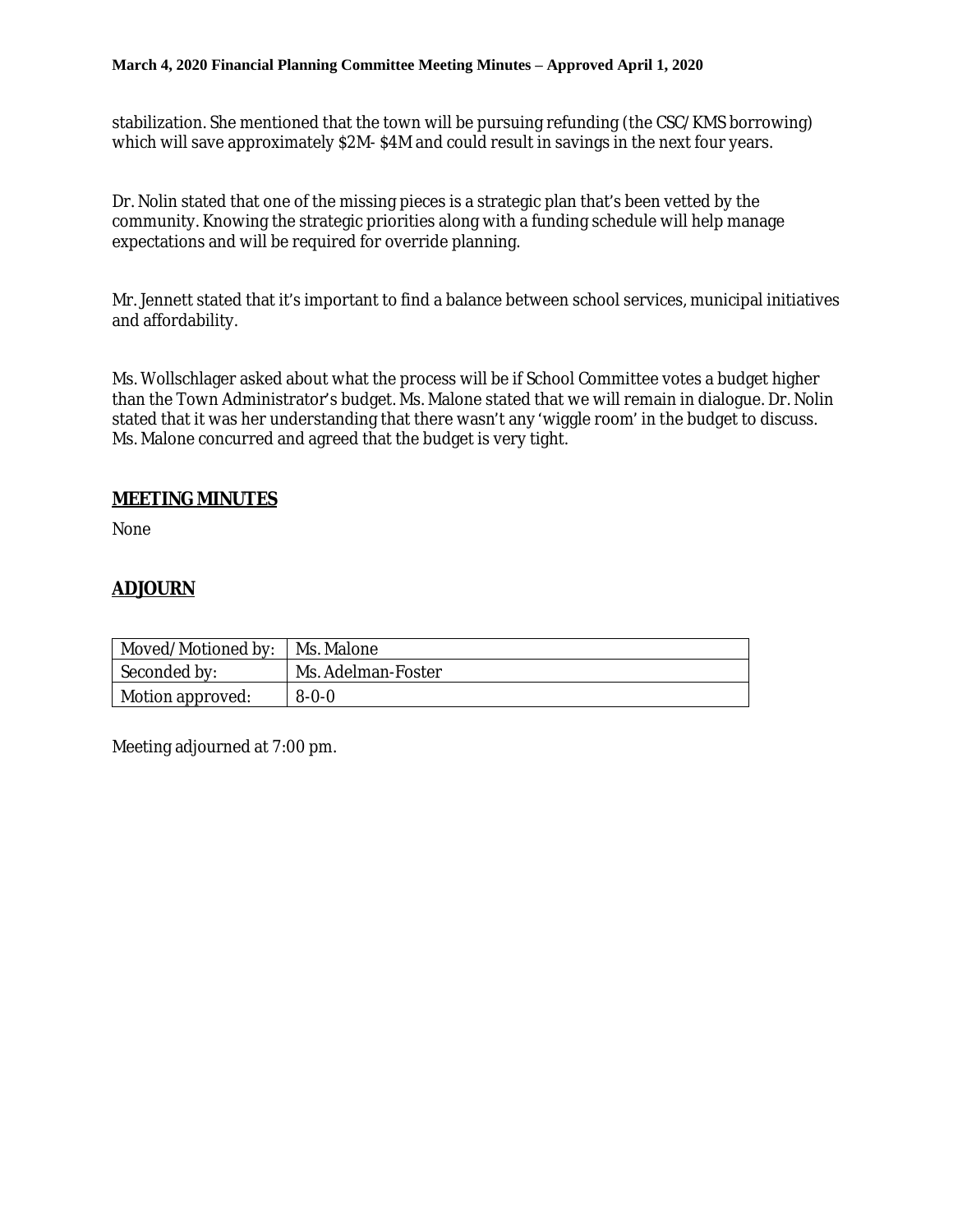stabilization. She mentioned that the town will be pursuing refunding (the CSC/KMS borrowing) which will save approximately $2M- $4M and could result in savings in the next four years.

Dr. Nolin stated that one of the missing pieces is a strategic plan that's been vetted by the community. Knowing the strategic priorities along with a funding schedule will help manage expectations and will be required for override planning.

Mr. Jennett stated that it's important to find a balance between school services, municipal initiatives and affordability.

Ms. Wollschlager asked about what the process will be if School Committee votes a budget higher than the Town Administrator's budget. Ms. Malone stated that we will remain in dialogue. Dr. Nolin stated that it was her understanding that there wasn't any 'wiggle room' in the budget to discuss. Ms. Malone concurred and agreed that the budget is very tight.

## MEETING MINUTES

None

## ADJOURN

| | |
|---|---|
| Moved/Motioned by: | Ms. Malone |
| Seconded by: | Ms. Adelman-Foster |
| Motion approved: | 8-0-0 |

Meeting adjourned at 7:00 pm.